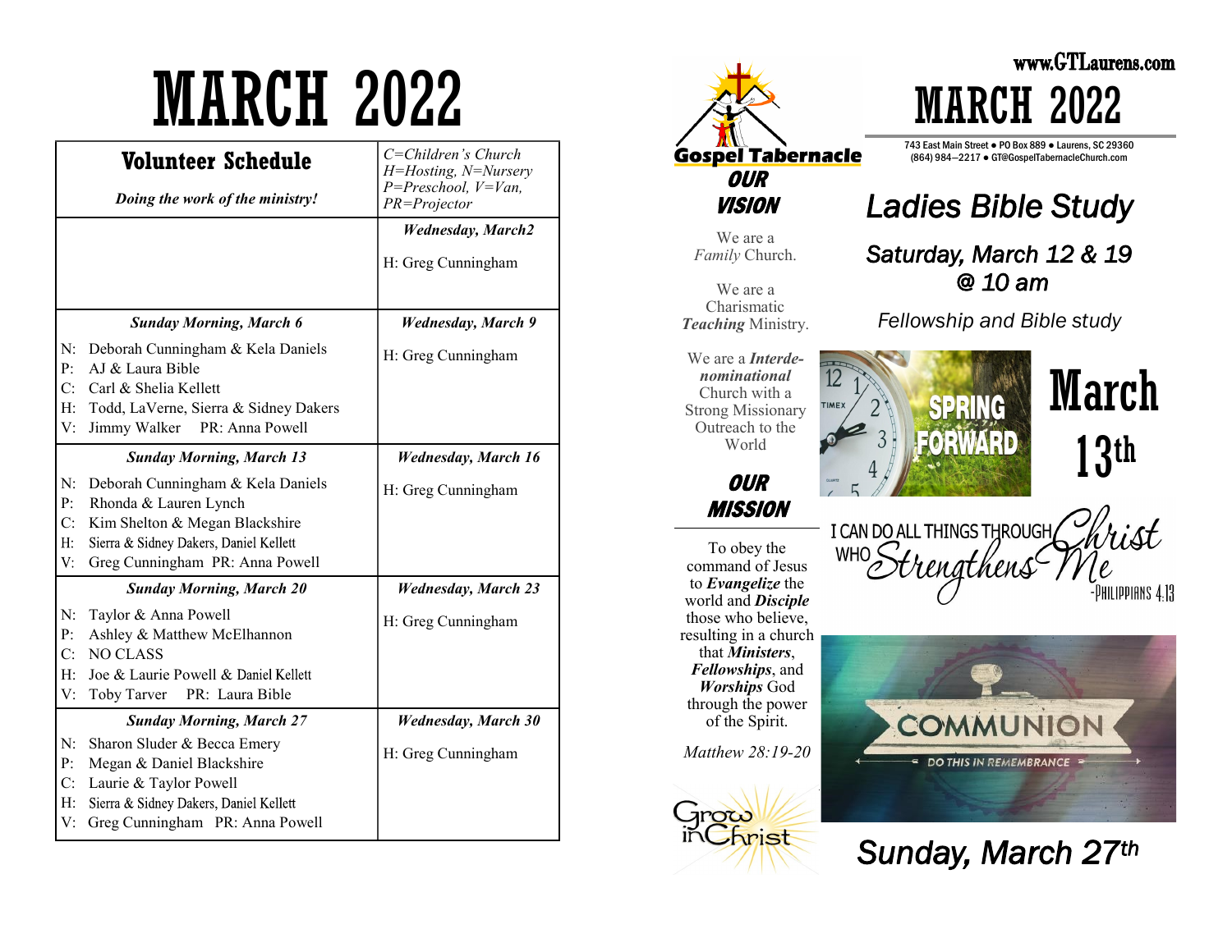# MARCH 2022

| **Volunteer Schedule** *Doing the work of the ministry!* | *C=Children's Church H=Hosting, N=Nursery P=Preschool, V=Van, PR=Projector* |
|---|---|
| | ***Wednesday, March2*** H: Greg Cunningham |
| ***Sunday Morning, March 6*** N: Deborah Cunningham & Kela Daniels P: AJ & Laura Bible C: Carl & Shelia Kellett H: Todd, LaVerne, Sierra & Sidney Dakers V: Jimmy Walker PR: Anna Powell | ***Wednesday, March 9*** H: Greg Cunningham |
| ***Sunday Morning, March 13*** N: Deborah Cunningham & Kela Daniels P: Rhonda & Lauren Lynch C: Kim Shelton & Megan Blackshire H: Sierra & Sidney Dakers, Daniel Kellett V: Greg Cunningham PR: Anna Powell | ***Wednesday, March 16*** H: Greg Cunningham |
| ***Sunday Morning, March 20*** N: Taylor & Anna Powell P: Ashley & Matthew McElhannon C: NO CLASS H: Joe & Laurie Powell & Daniel Kellett V: Toby Tarver PR: Laura Bible | ***Wednesday, March 23*** H: Greg Cunningham |
| ***Sunday Morning, March 27*** N: Sharon Sluder & Becca Emery P: Megan & Daniel Blackshire C: Laurie & Taylor Powell H: Sierra & Sidney Dakers, Daniel Kellett V: Greg Cunningham PR: Anna Powell | ***Wednesday, March 30*** H: Greg Cunningham |

**Gospel Tabernacle**

## OUR VISION

We are a *Family* Church.

We are a Charismatic ***Teaching*** Ministry.

We are a ***Interde-nominational*** Church with a Strong Missionary Outreach to the World

## OUR MISSION

To obey the command of Jesus to ***Evangelize*** the world and ***Disciple*** those who believe, resulting in a church that ***Ministers***, ***Fellowships***, and ***Worships*** God through the power of the Spirit.

*Matthew 28:19-20*

Grow in Christ

www.GTLaurens.com

# MARCH 2022

743 East Main Street ● PO Box 889 ● Laurens, SC 29360
(864) 984—2217 ● GT@GospelTabernacleChurch.com

## *Ladies Bible Study*

### *Saturday, March 12 & 19 @ 10 am*

*Fellowship and Bible study*

SPRING FORWARD

**March 13th**

I CAN DO ALL THINGS THROUGH Christ WHO Strengthens Me
-Philippians 4:13

COMMUNION
DO THIS IN REMEMBRANCE

## *Sunday, March 27th*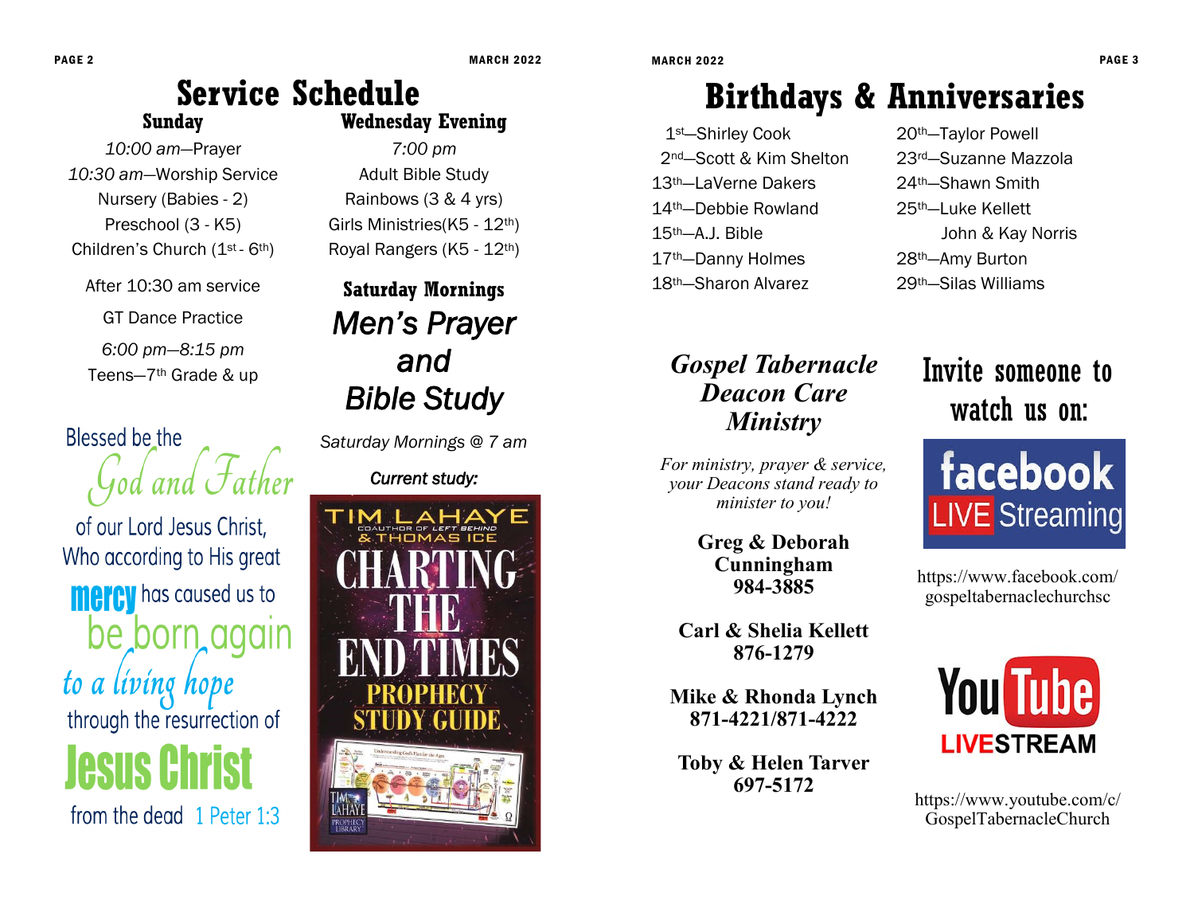# Service Schedule

## Sunday

*10:00 am*—Prayer
*10:30 am*—Worship Service
Nursery (Babies - 2)
Preschool (3 - K5)
Children's Church (1st - 6th)

After 10:30 am service

GT Dance Practice

*6:00 pm—8:15 pm*
Teens—7th Grade & up

Blessed be the God and Father of our Lord Jesus Christ, Who according to His great mercy has caused us to be born again to a living hope through the resurrection of Jesus Christ from the dead 1 Peter 1:3

## Wednesday Evening

*7:00 pm*
Adult Bible Study
Rainbows (3 & 4 yrs)
Girls Ministries(K5 - 12th)
Royal Rangers (K5 - 12th)

## Saturday Mornings

***Men's Prayer and Bible Study***

*Saturday Mornings @ 7 am*

***Current study:***

TIM LAHAYE
COAUTHOR OF LEFT BEHIND
& THOMAS ICE
CHARTING THE END TIMES
PROPHECY STUDY GUIDE

# Birthdays & Anniversaries

1st—Shirley Cook
2nd—Scott & Kim Shelton
13th—LaVerne Dakers
14th—Debbie Rowland
15th—A.J. Bible
17th—Danny Holmes
18th—Sharon Alvarez
20th—Taylor Powell
23rd—Suzanne Mazzola
24th—Shawn Smith
25th—Luke Kellett
John & Kay Norris
28th—Amy Burton
29th—Silas Williams

## *Gospel Tabernacle Deacon Care Ministry*

*For ministry, prayer & service, your Deacons stand ready to minister to you!*

**Greg & Deborah Cunningham**
**984-3885**

**Carl & Shelia Kellett**
**876-1279**

**Mike & Rhonda Lynch**
**871-4221/871-4222**

**Toby & Helen Tarver**
**697-5172**

## Invite someone to watch us on:

facebook LIVE Streaming

https://www.facebook.com/gospeltabernaclechurchsc

YouTube LIVESTREAM

https://www.youtube.com/c/GospelTabernacleChurch